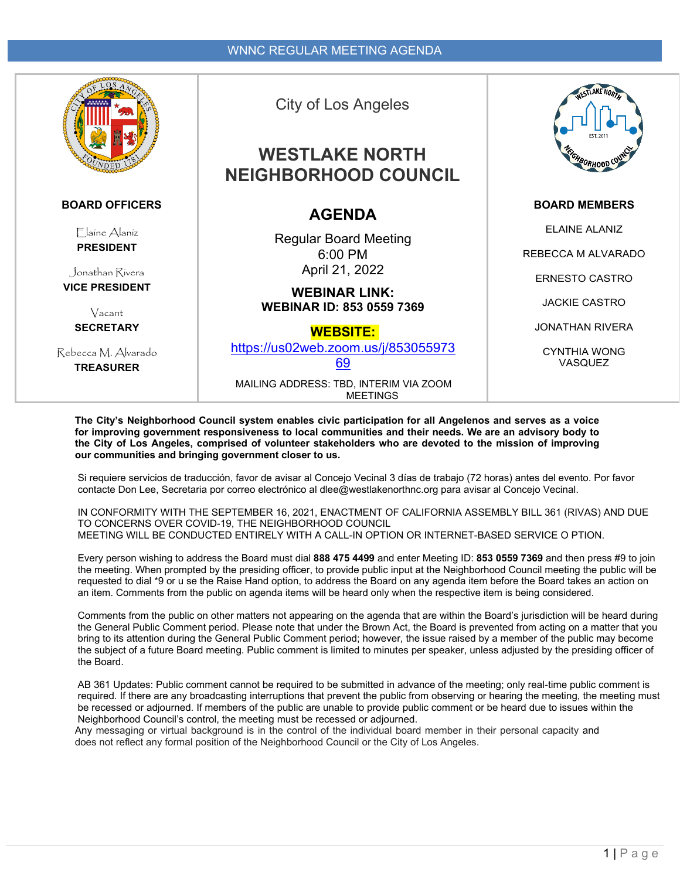WNNC REGULAR MEETING AGENDA

City of Los Angeles

# WESTLAKE NORTH NEIGHBORHOOD COUNCIL

## AGENDA

Regular Board Meeting
6:00 PM
April 21, 2022

**WEBINAR LINK:**
**WEBINAR ID: 853 0559 7369**

**WEBSITE:**
https://us02web.zoom.us/j/85305597369

MAILING ADDRESS: TBD, INTERIM VIA ZOOM MEETINGS

**BOARD OFFICERS**

Elaine Alaniz
**PRESIDENT**

Jonathan Rivera
**VICE PRESIDENT**

Vacant
**SECRETARY**

Rebecca M. Alvarado
**TREASURER**

**BOARD MEMBERS**

ELAINE ALANIZ

REBECCA M ALVARADO

ERNESTO CASTRO

JACKIE CASTRO

JONATHAN RIVERA

CYNTHIA WONG VASQUEZ

**The City's Neighborhood Council system enables civic participation for all Angelenos and serves as a voice for improving government responsiveness to local communities and their needs. We are an advisory body to the City of Los Angeles, comprised of volunteer stakeholders who are devoted to the mission of improving our communities and bringing government closer to us.**

Si requiere servicios de traducción, favor de avisar al Concejo Vecinal 3 días de trabajo (72 horas) antes del evento. Por favor contacte Don Lee, Secretaria por correo electrónico al dlee@westlakenorthnc.org para avisar al Concejo Vecinal.

IN CONFORMITY WITH THE SEPTEMBER 16, 2021, ENACTMENT OF CALIFORNIA ASSEMBLY BILL 361 (RIVAS) AND DUE TO CONCERNS OVER COVID-19, THE NEIGHBORHOOD COUNCIL MEETING WILL BE CONDUCTED ENTIRELY WITH A CALL-IN OPTION OR INTERNET-BASED SERVICE O PTION.

Every person wishing to address the Board must dial **888 475 4499** and enter Meeting ID: **853 0559 7369** and then press #9 to join the meeting. When prompted by the presiding officer, to provide public input at the Neighborhood Council meeting the public will be requested to dial *9 or u se the Raise Hand option, to address the Board on any agenda item before the Board takes an action on an item. Comments from the public on agenda items will be heard only when the respective item is being considered.

Comments from the public on other matters not appearing on the agenda that are within the Board's jurisdiction will be heard during the General Public Comment period. Please note that under the Brown Act, the Board is prevented from acting on a matter that you bring to its attention during the General Public Comment period; however, the issue raised by a member of the public may become the subject of a future Board meeting. Public comment is limited to minutes per speaker, unless adjusted by the presiding officer of the Board.

AB 361 Updates: Public comment cannot be required to be submitted in advance of the meeting; only real-time public comment is required. If there are any broadcasting interruptions that prevent the public from observing or hearing the meeting, the meeting must be recessed or adjourned. If members of the public are unable to provide public comment or be heard due to issues within the Neighborhood Council's control, the meeting must be recessed or adjourned.
Any messaging or virtual background is in the control of the individual board member in their personal capacity and does not reflect any formal position of the Neighborhood Council or the City of Los Angeles.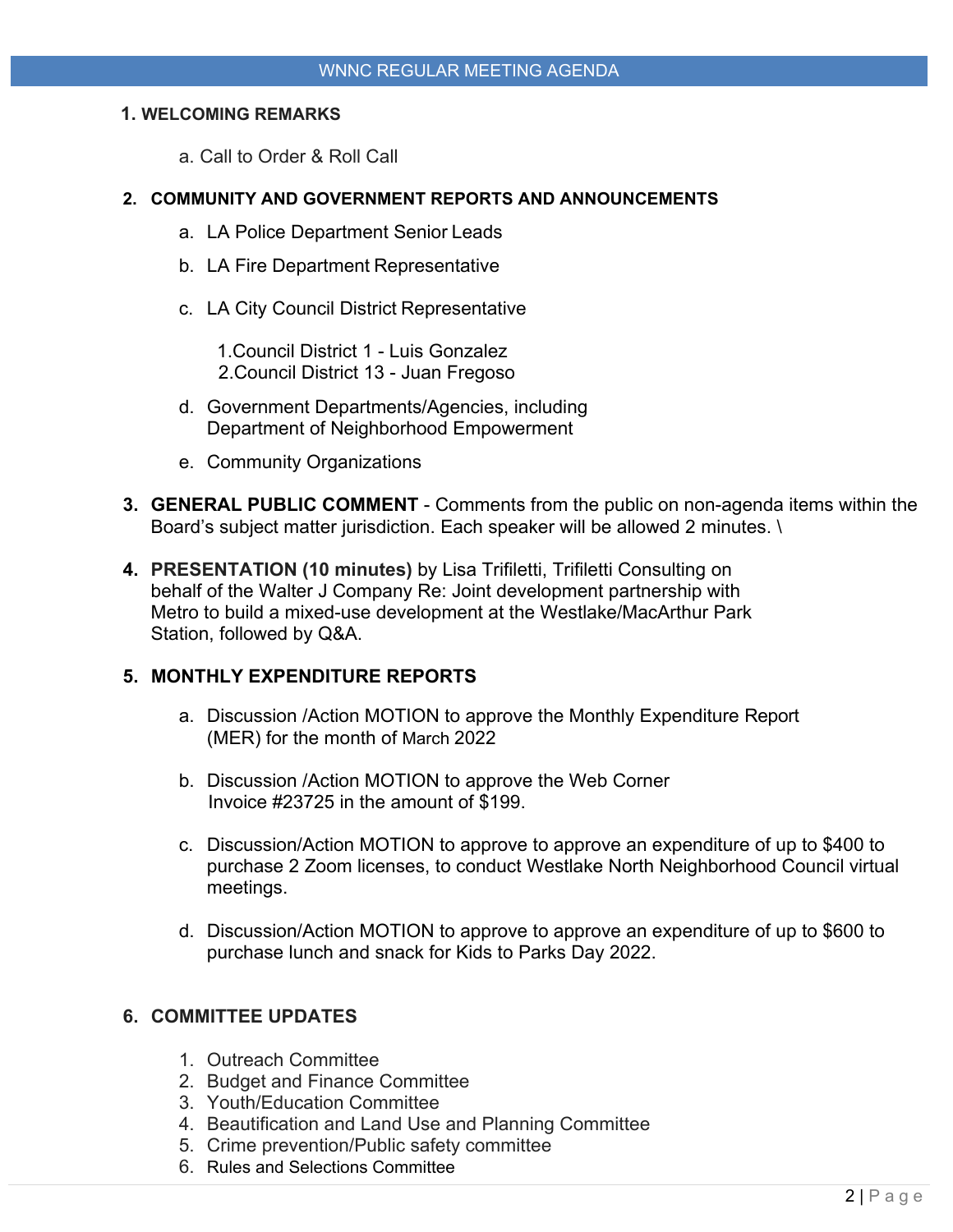## WNNC REGULAR MEETING AGENDA

### 1. WELCOMING REMARKS

a. Call to Order & Roll Call

### 2. COMMUNITY AND GOVERNMENT REPORTS AND ANNOUNCEMENTS

a. LA Police Department Senior Leads

b. LA Fire Department Representative

c. LA City Council District Representative

1. Council District 1 - Luis Gonzalez
2. Council District 13 - Juan Fregoso

d. Government Departments/Agencies, including Department of Neighborhood Empowerment

e. Community Organizations

**3. GENERAL PUBLIC COMMENT** - Comments from the public on non-agenda items within the Board's subject matter jurisdiction. Each speaker will be allowed 2 minutes. \

**4. PRESENTATION (10 minutes)** by Lisa Trifiletti, Trifiletti Consulting on behalf of the Walter J Company Re: Joint development partnership with Metro to build a mixed-use development at the Westlake/MacArthur Park Station, followed by Q&A.

### 5. MONTHLY EXPENDITURE REPORTS

a. Discussion /Action MOTION to approve the Monthly Expenditure Report (MER) for the month of March 2022

b. Discussion /Action MOTION to approve the Web Corner Invoice #23725 in the amount of $199.

c. Discussion/Action MOTION to approve to approve an expenditure of up to $400 to purchase 2 Zoom licenses, to conduct Westlake North Neighborhood Council virtual meetings.

d. Discussion/Action MOTION to approve to approve an expenditure of up to $600 to purchase lunch and snack for Kids to Parks Day 2022.

### 6. COMMITTEE UPDATES

1. Outreach Committee
2. Budget and Finance Committee
3. Youth/Education Committee
4. Beautification and Land Use and Planning Committee
5. Crime prevention/Public safety committee
6. Rules and Selections Committee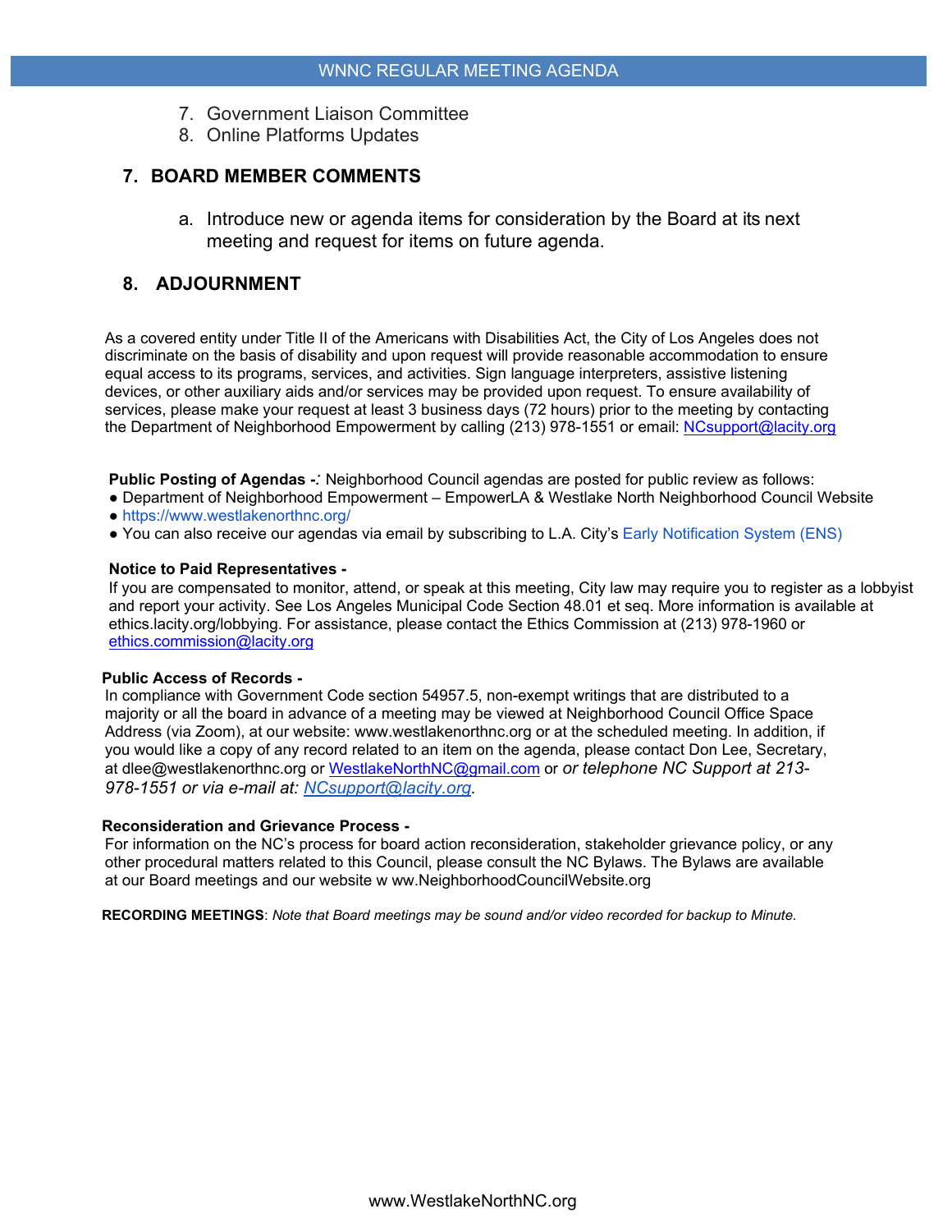7. Government Liaison Committee
8. Online Platforms Updates

## 7. BOARD MEMBER COMMENTS

a. Introduce new or agenda items for consideration by the Board at its next meeting and request for items on future agenda.

## 8. ADJOURNMENT

As a covered entity under Title II of the Americans with Disabilities Act, the City of Los Angeles does not discriminate on the basis of disability and upon request will provide reasonable accommodation to ensure equal access to its programs, services, and activities. Sign language interpreters, assistive listening devices, or other auxiliary aids and/or services may be provided upon request. To ensure availability of services, please make your request at least 3 business days (72 hours) prior to the meeting by contacting the Department of Neighborhood Empowerment by calling (213) 978-1551 or email: NCsupport@lacity.org

**Public Posting of Agendas -***:* Neighborhood Council agendas are posted for public review as follows:

- Department of Neighborhood Empowerment – EmpowerLA & Westlake North Neighborhood Council Website
- https://www.westlakenorthnc.org/
- You can also receive our agendas via email by subscribing to L.A. City's Early Notification System (ENS)

**Notice to Paid Representatives -**
If you are compensated to monitor, attend, or speak at this meeting, City law may require you to register as a lobbyist and report your activity. See Los Angeles Municipal Code Section 48.01 et seq. More information is available at ethics.lacity.org/lobbying. For assistance, please contact the Ethics Commission at (213) 978-1960 or ethics.commission@lacity.org

**Public Access of Records -**
In compliance with Government Code section 54957.5, non-exempt writings that are distributed to a majority or all the board in advance of a meeting may be viewed at Neighborhood Council Office Space Address (via Zoom), at our website: www.westlakenorthnc.org or at the scheduled meeting. In addition, if you would like a copy of any record related to an item on the agenda, please contact Don Lee, Secretary, at dlee@westlakenorthnc.org or WestlakeNorthNC@gmail.com or *or telephone NC Support at 213-978-1551 or via e-mail at: NCsupport@lacity.org.*

**Reconsideration and Grievance Process -**
For information on the NC's process for board action reconsideration, stakeholder grievance policy, or any other procedural matters related to this Council, please consult the NC Bylaws. The Bylaws are available at our Board meetings and our website w ww.NeighborhoodCouncilWebsite.org

**RECORDING MEETINGS**: *Note that Board meetings may be sound and/or video recorded for backup to Minute.*